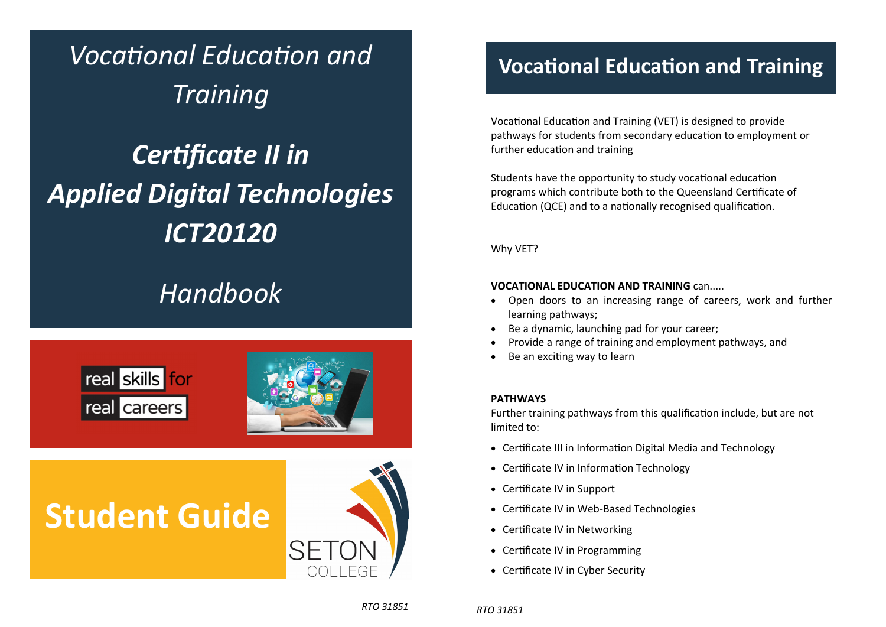# *Vocational Education and Training*

## ***Certificate II in Applied Digital Technologies ICT20120***

## *Handbook*

real skills for real careers

# Student Guide

SETON COLLEGE

*RTO 31851*

## Vocational Education and Training

Vocational Education and Training (VET) is designed to provide pathways for students from secondary education to employment or further education and training

Students have the opportunity to study vocational education programs which contribute both to the Queensland Certificate of Education (QCE) and to a nationally recognised qualification.

Why VET?

**VOCATIONAL EDUCATION AND TRAINING** can.....

- Open doors to an increasing range of careers, work and further learning pathways;
- Be a dynamic, launching pad for your career;
- Provide a range of training and employment pathways, and
- Be an exciting way to learn

**PATHWAYS**

Further training pathways from this qualification include, but are not limited to:

- Certificate III in Information Digital Media and Technology
- Certificate IV in Information Technology
- Certificate IV in Support
- Certificate IV in Web-Based Technologies
- Certificate IV in Networking
- Certificate IV in Programming
- Certificate IV in Cyber Security

*RTO 31851*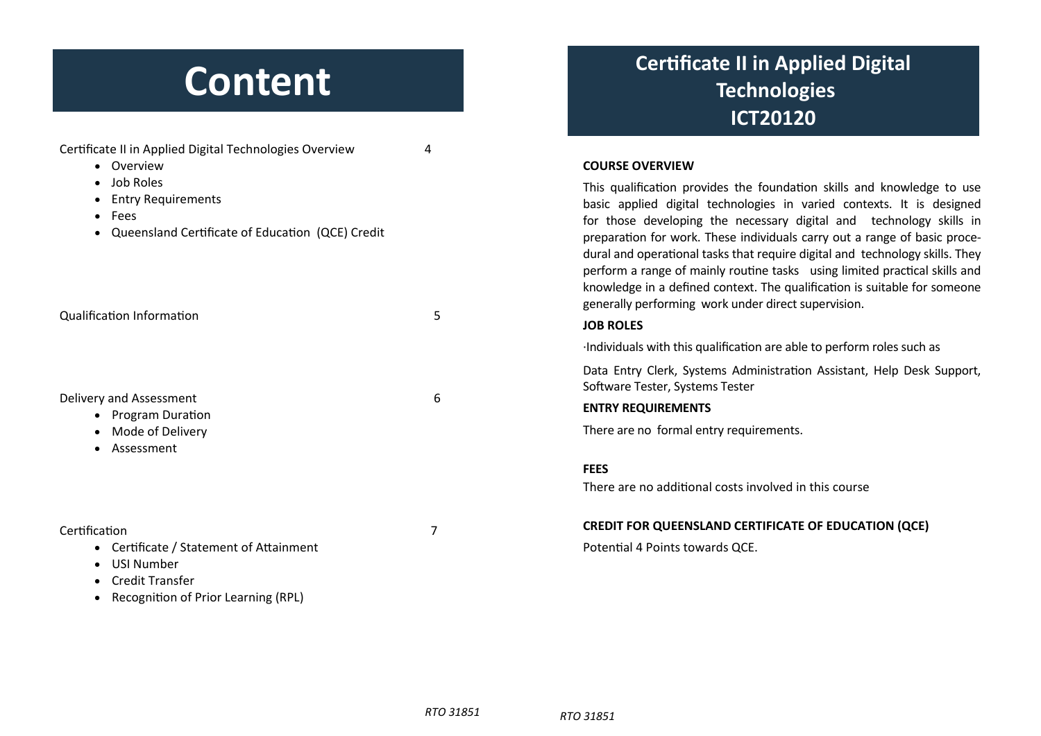# Content

Certificate II in Applied Digital Technologies Overview 4

- Overview
- Job Roles
- Entry Requirements
- Fees
- Queensland Certificate of Education (QCE) Credit

Qualification Information 5

Delivery and Assessment 6

- Program Duration
- Mode of Delivery
- Assessment

Certification 7

- Certificate / Statement of Attainment
- USI Number
- Credit Transfer
- Recognition of Prior Learning (RPL)

# Certificate II in Applied Digital Technologies ICT20120

**COURSE OVERVIEW**

This qualification provides the foundation skills and knowledge to use basic applied digital technologies in varied contexts. It is designed for those developing the necessary digital and technology skills in preparation for work. These individuals carry out a range of basic procedural and operational tasks that require digital and technology skills. They perform a range of mainly routine tasks using limited practical skills and knowledge in a defined context. The qualification is suitable for someone generally performing work under direct supervision.

**JOB ROLES**

·Individuals with this qualification are able to perform roles such as

Data Entry Clerk, Systems Administration Assistant, Help Desk Support, Software Tester, Systems Tester

**ENTRY REQUIREMENTS**

There are no formal entry requirements.

**FEES**

There are no additional costs involved in this course

**CREDIT FOR QUEENSLAND CERTIFICATE OF EDUCATION (QCE)**

Potential 4 Points towards QCE.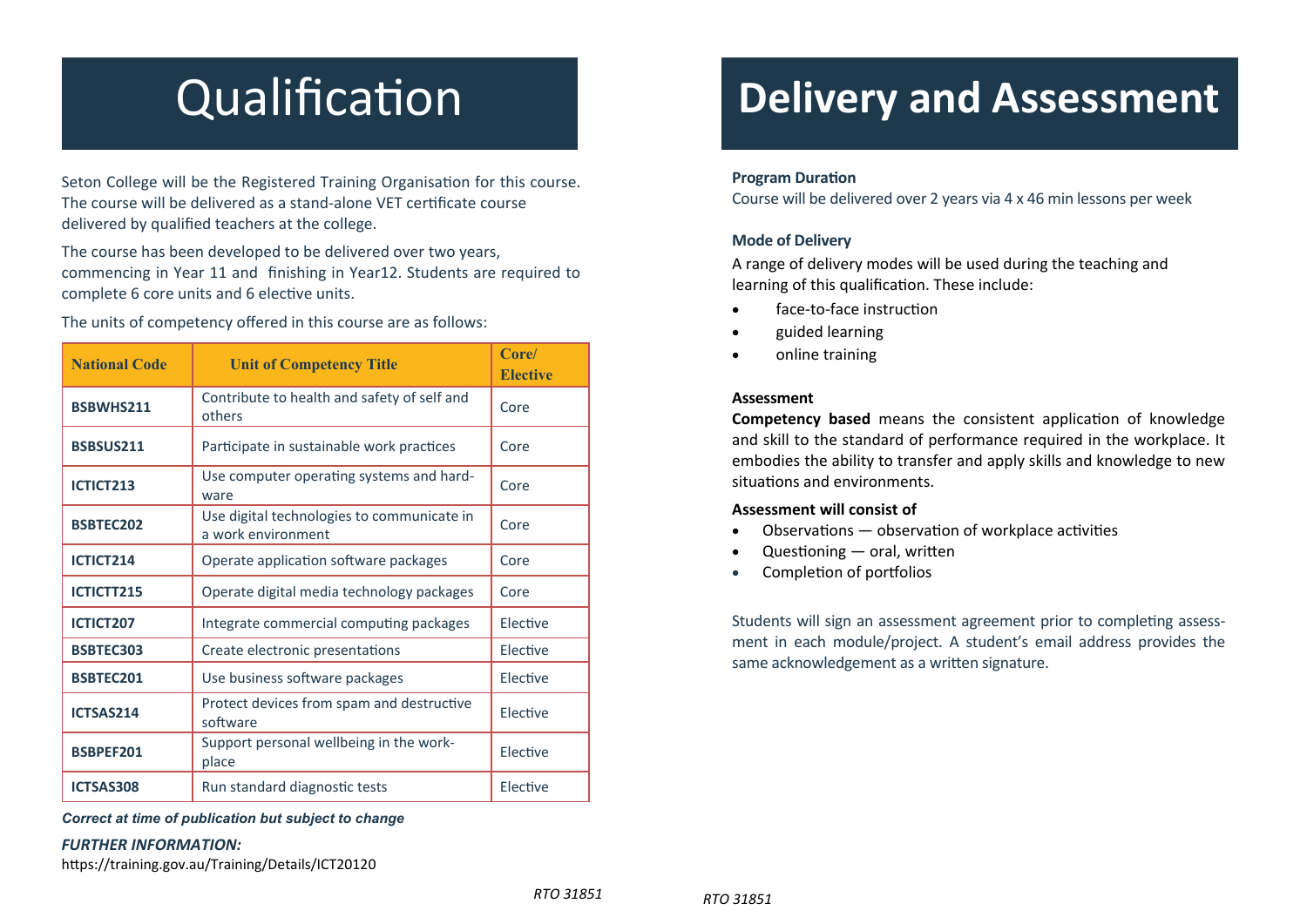# Qualification

Seton College will be the Registered Training Organisation for this course. The course will be delivered as a stand-alone VET certificate course delivered by qualified teachers at the college.

The course has been developed to be delivered over two years, commencing in Year 11 and finishing in Year12. Students are required to complete 6 core units and 6 elective units.

The units of competency offered in this course are as follows:

| National Code | Unit of Competency Title | Core/ Elective |
|---|---|---|
| BSBWHS211 | Contribute to health and safety of self and others | Core |
| BSBSUS211 | Participate in sustainable work practices | Core |
| ICTICT213 | Use computer operating systems and hardware | Core |
| BSBTEC202 | Use digital technologies to communicate in a work environment | Core |
| ICTICT214 | Operate application software packages | Core |
| ICTICTT215 | Operate digital media technology packages | Core |
| ICTICT207 | Integrate commercial computing packages | Elective |
| BSBTEC303 | Create electronic presentations | Elective |
| BSBTEC201 | Use business software packages | Elective |
| ICTSAS214 | Protect devices from spam and destructive software | Elective |
| BSBPEF201 | Support personal wellbeing in the workplace | Elective |
| ICTSAS308 | Run standard diagnostic tests | Elective |

***Correct at time of publication but subject to change***

***FURTHER INFORMATION:***

https://training.gov.au/Training/Details/ICT20120

*RTO 31851*

# Delivery and Assessment

**Program Duration**

Course will be delivered over 2 years via 4 x 46 min lessons per week

**Mode of Delivery**

A range of delivery modes will be used during the teaching and learning of this qualification. These include:

- face-to-face instruction
- guided learning
- online training

**Assessment**

**Competency based** means the consistent application of knowledge and skill to the standard of performance required in the workplace. It embodies the ability to transfer and apply skills and knowledge to new situations and environments.

**Assessment will consist of**

- Observations — observation of workplace activities
- Questioning — oral, written
- Completion of portfolios

Students will sign an assessment agreement prior to completing assessment in each module/project. A student's email address provides the same acknowledgement as a written signature.

*RTO 31851*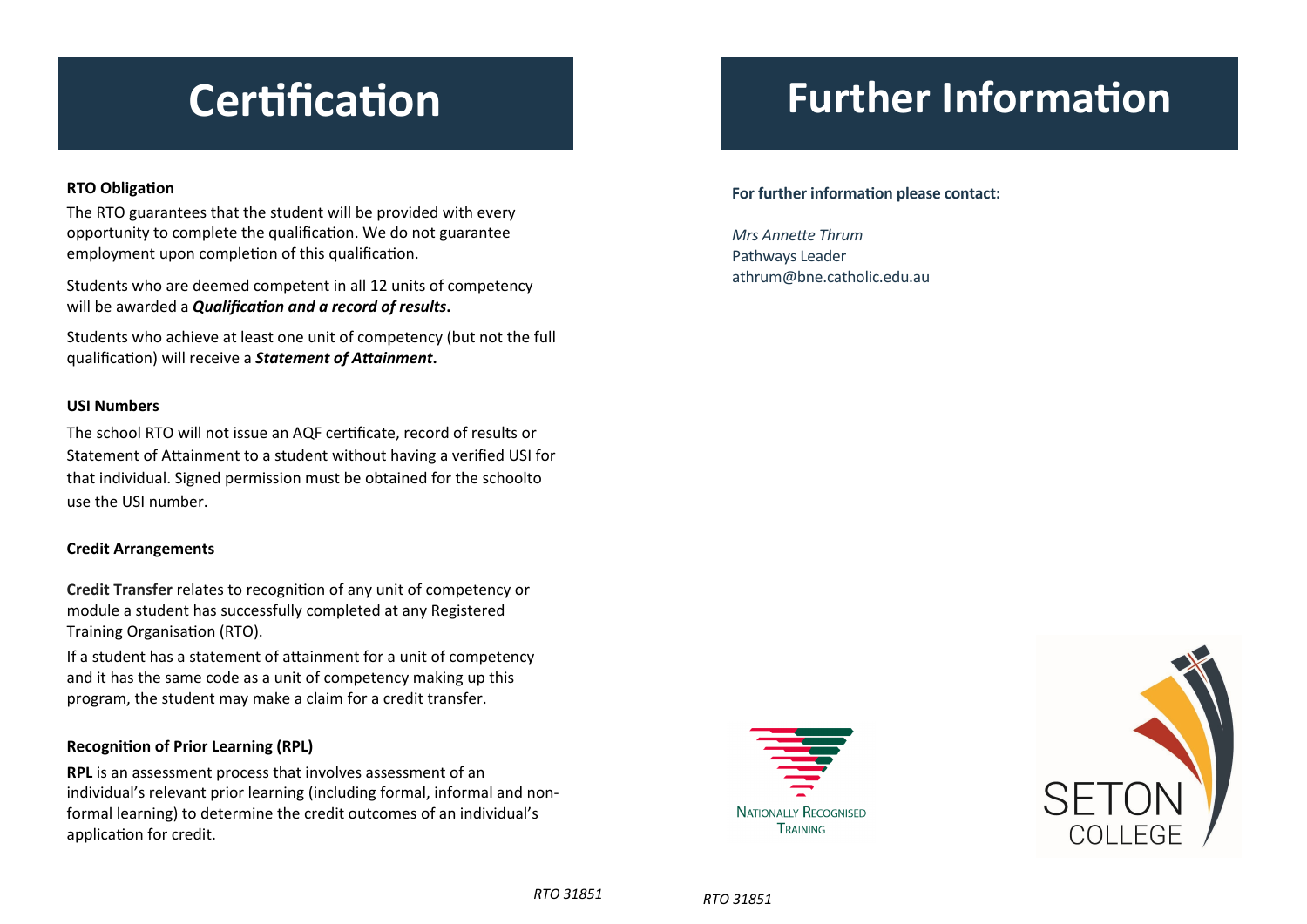# Certification

**RTO Obligation**

The RTO guarantees that the student will be provided with every opportunity to complete the qualification. We do not guarantee employment upon completion of this qualification.

Students who are deemed competent in all 12 units of competency will be awarded a ***Qualification and a record of results*.**

Students who achieve at least one unit of competency (but not the full qualification) will receive a ***Statement of Attainment*.**

**USI Numbers**

The school RTO will not issue an AQF certificate, record of results or Statement of Attainment to a student without having a verified USI for that individual. Signed permission must be obtained for the schoolto use the USI number.

**Credit Arrangements**

**Credit Transfer** relates to recognition of any unit of competency or module a student has successfully completed at any Registered Training Organisation (RTO).

If a student has a statement of attainment for a unit of competency and it has the same code as a unit of competency making up this program, the student may make a claim for a credit transfer.

**Recognition of Prior Learning (RPL)**

**RPL** is an assessment process that involves assessment of an individual's relevant prior learning (including formal, informal and non-formal learning) to determine the credit outcomes of an individual's application for credit.

*RTO 31851*

# Further Information

**For further information please contact:**

*Mrs Annette Thrum*
Pathways Leader
athrum@bne.catholic.edu.au

NATIONALLY RECOGNISED TRAINING

SETON COLLEGE

*RTO 31851*